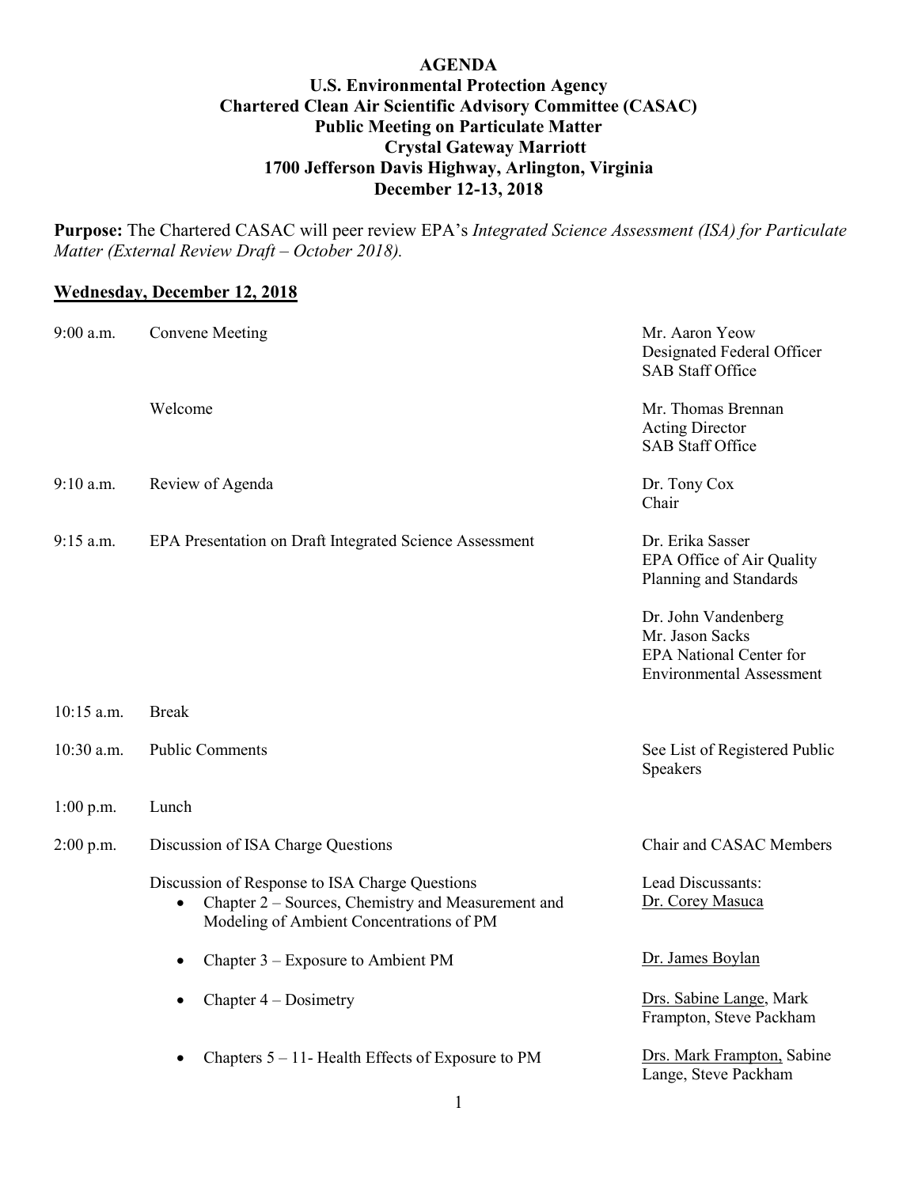**AGENDA**
**U.S. Environmental Protection Agency**
**Chartered Clean Air Scientific Advisory Committee (CASAC)**
**Public Meeting on Particulate Matter**
**Crystal Gateway Marriott**
**1700 Jefferson Davis Highway, Arlington, Virginia**
**December 12-13, 2018**

**Purpose:** The Chartered CASAC will peer review EPA's *Integrated Science Assessment (ISA) for Particulate Matter (External Review Draft – October 2018).*

## Wednesday, December 12, 2018

| | | |
|---|---|---|
| 9:00 a.m. | Convene Meeting | Mr. Aaron Yeow<br>Designated Federal Officer<br>SAB Staff Office |
| | Welcome | Mr. Thomas Brennan<br>Acting Director<br>SAB Staff Office |
| 9:10 a.m. | Review of Agenda | Dr. Tony Cox<br>Chair |
| 9:15 a.m. | EPA Presentation on Draft Integrated Science Assessment | Dr. Erika Sasser<br>EPA Office of Air Quality Planning and Standards<br><br>Dr. John Vandenberg<br>Mr. Jason Sacks<br>EPA National Center for Environmental Assessment |
| 10:15 a.m. | Break | |
| 10:30 a.m. | Public Comments | See List of Registered Public Speakers |
| 1:00 p.m. | Lunch | |
| 2:00 p.m. | Discussion of ISA Charge Questions | Chair and CASAC Members |
| | Discussion of Response to ISA Charge Questions<br>• Chapter 2 – Sources, Chemistry and Measurement and Modeling of Ambient Concentrations of PM | Lead Discussants:<br>Dr. Corey Masuca |
| | • Chapter 3 – Exposure to Ambient PM | Dr. James Boylan |
| | • Chapter 4 – Dosimetry | Drs. Sabine Lange, Mark Frampton, Steve Packham |
| | • Chapters 5 – 11- Health Effects of Exposure to PM | Drs. Mark Frampton, Sabine Lange, Steve Packham |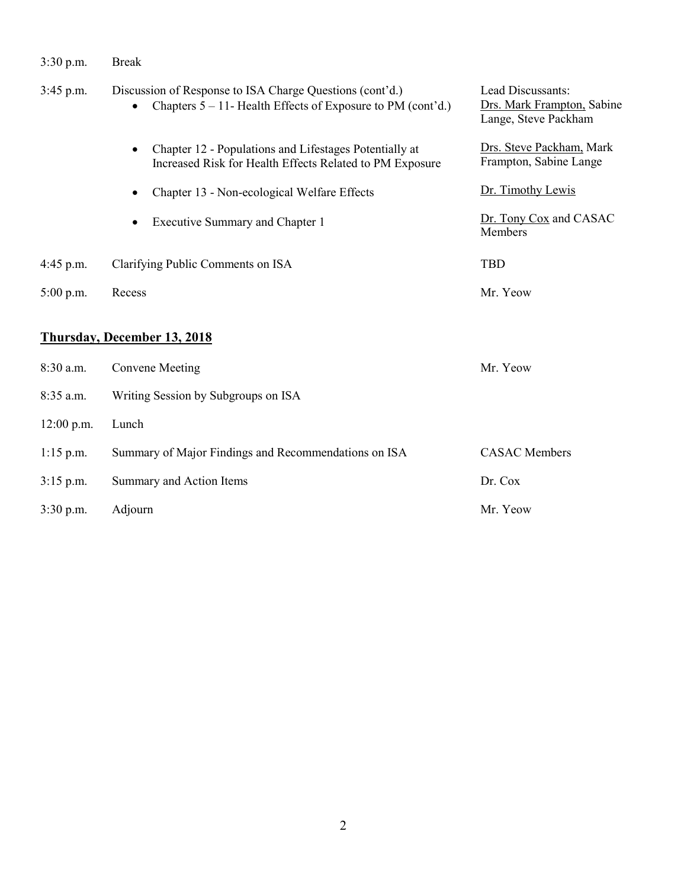| | | |
|---|---|---|
| 3:30 p.m. | Break | |
| 3:45 p.m. | Discussion of Response to ISA Charge Questions (cont'd.)<br>• Chapters 5 – 11- Health Effects of Exposure to PM (cont'd.) | Lead Discussants:<br>Drs. Mark Frampton, Sabine Lange, Steve Packham |
| | • Chapter 12 - Populations and Lifestages Potentially at Increased Risk for Health Effects Related to PM Exposure | Drs. Steve Packham, Mark Frampton, Sabine Lange |
| | • Chapter 13 - Non-ecological Welfare Effects | Dr. Timothy Lewis |
| | • Executive Summary and Chapter 1 | Dr. Tony Cox and CASAC Members |
| 4:45 p.m. | Clarifying Public Comments on ISA | TBD |
| 5:00 p.m. | Recess | Mr. Yeow |

**Thursday, December 13, 2018**

| | | |
|---|---|---|
| 8:30 a.m. | Convene Meeting | Mr. Yeow |
| 8:35 a.m. | Writing Session by Subgroups on ISA | |
| 12:00 p.m. | Lunch | |
| 1:15 p.m. | Summary of Major Findings and Recommendations on ISA | CASAC Members |
| 3:15 p.m. | Summary and Action Items | Dr. Cox |
| 3:30 p.m. | Adjourn | Mr. Yeow |